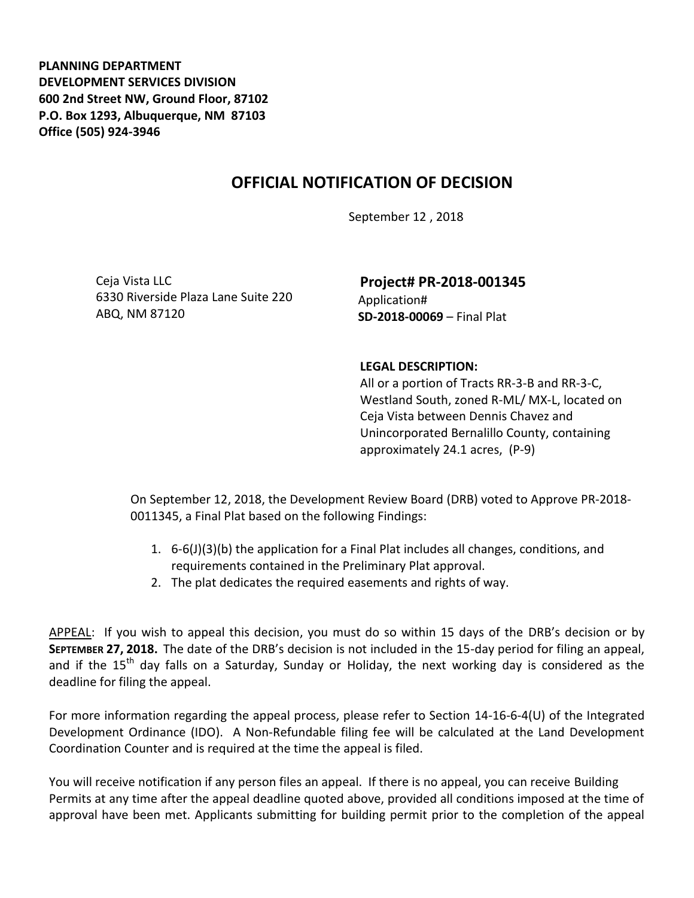**PLANNING DEPARTMENT**
**DEVELOPMENT SERVICES DIVISION**
**600 2nd Street NW, Ground Floor, 87102**
**P.O. Box 1293, Albuquerque, NM 87103**
**Office (505) 924-3946**

# OFFICIAL NOTIFICATION OF DECISION

September 12 , 2018

Ceja Vista LLC
6330 Riverside Plaza Lane Suite 220
ABQ, NM 87120

**Project# PR-2018-001345**
Application#
**SD-2018-00069** – Final Plat

**LEGAL DESCRIPTION:**
All or a portion of Tracts RR-3-B and RR-3-C, Westland South, zoned R-ML/ MX-L, located on Ceja Vista between Dennis Chavez and Unincorporated Bernalillo County, containing approximately 24.1 acres, (P-9)

On September 12, 2018, the Development Review Board (DRB) voted to Approve PR-2018-0011345, a Final Plat based on the following Findings:

1. 6-6(J)(3)(b) the application for a Final Plat includes all changes, conditions, and requirements contained in the Preliminary Plat approval.
2. The plat dedicates the required easements and rights of way.

APPEAL: If you wish to appeal this decision, you must do so within 15 days of the DRB's decision or by **SEPTEMBER 27, 2018.** The date of the DRB's decision is not included in the 15-day period for filing an appeal, and if the 15th day falls on a Saturday, Sunday or Holiday, the next working day is considered as the deadline for filing the appeal.

For more information regarding the appeal process, please refer to Section 14-16-6-4(U) of the Integrated Development Ordinance (IDO). A Non-Refundable filing fee will be calculated at the Land Development Coordination Counter and is required at the time the appeal is filed.

You will receive notification if any person files an appeal. If there is no appeal, you can receive Building Permits at any time after the appeal deadline quoted above, provided all conditions imposed at the time of approval have been met. Applicants submitting for building permit prior to the completion of the appeal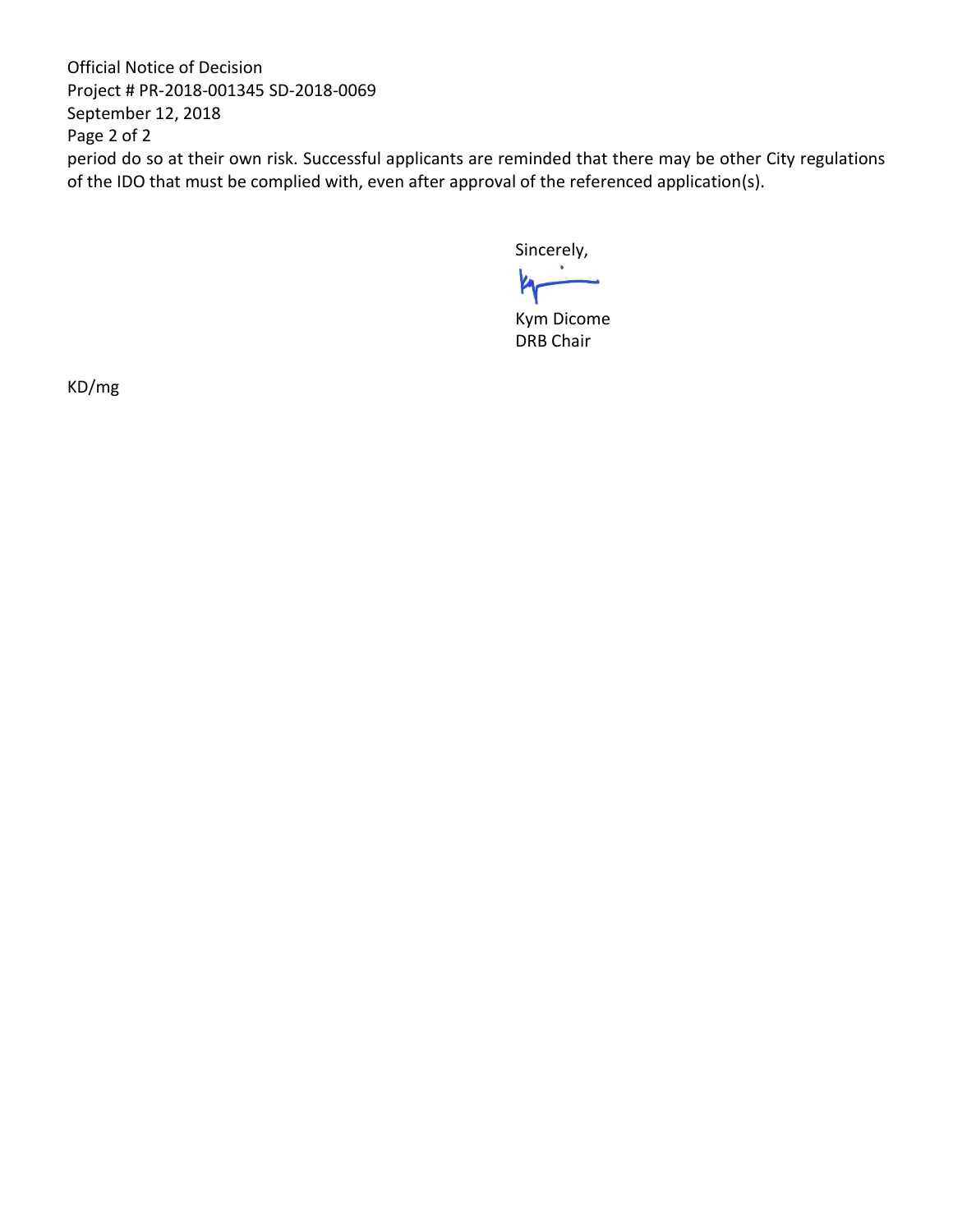period do so at their own risk. Successful applicants are reminded that there may be other City regulations of the IDO that must be complied with, even after approval of the referenced application(s).

Sincerely,

Kym Dicome
DRB Chair

KD/mg